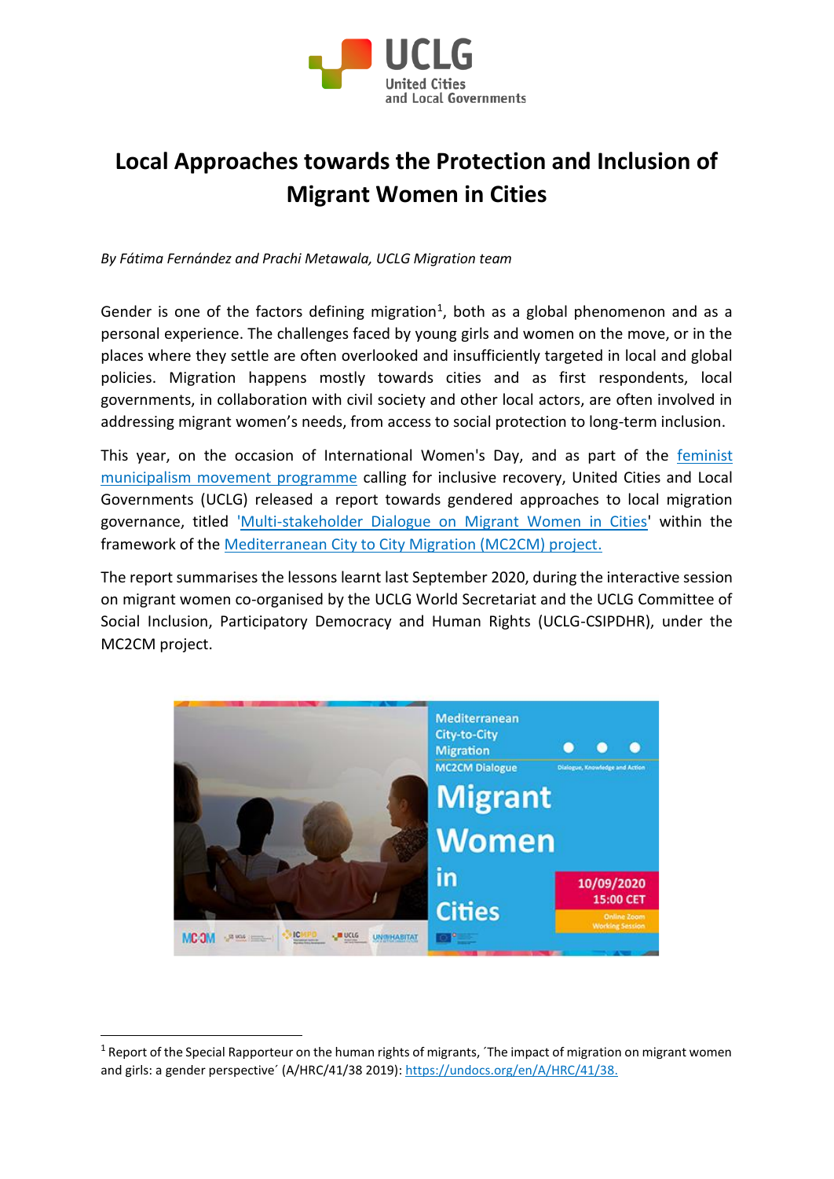# Local Approaches towards the Protection and Inclusion of Migrant Women in Cities

*By Fátima Fernández and Prachi Metawala, UCLG Migration team*

Gender is one of the factors defining migration[1], both as a global phenomenon and as a personal experience. The challenges faced by young girls and women on the move, or in the places where they settle are often overlooked and insufficiently targeted in local and global policies. Migration happens mostly towards cities and as first respondents, local governments, in collaboration with civil society and other local actors, are often involved in addressing migrant women's needs, from access to social protection to long-term inclusion.

This year, on the occasion of International Women's Day, and as part of the feminist municipalism movement programme calling for inclusive recovery, United Cities and Local Governments (UCLG) released a report towards gendered approaches to local migration governance, titled 'Multi-stakeholder Dialogue on Migrant Women in Cities' within the framework of the Mediterranean City to City Migration (MC2CM) project.

The report summarises the lessons learnt last September 2020, during the interactive session on migrant women co-organised by the UCLG World Secretariat and the UCLG Committee of Social Inclusion, Participatory Democracy and Human Rights (UCLG-CSIPDHR), under the MC2CM project.

[1] Report of the Special Rapporteur on the human rights of migrants, ´The impact of migration on migrant women and girls: a gender perspective´ (A/HRC/41/38 2019): https://undocs.org/en/A/HRC/41/38.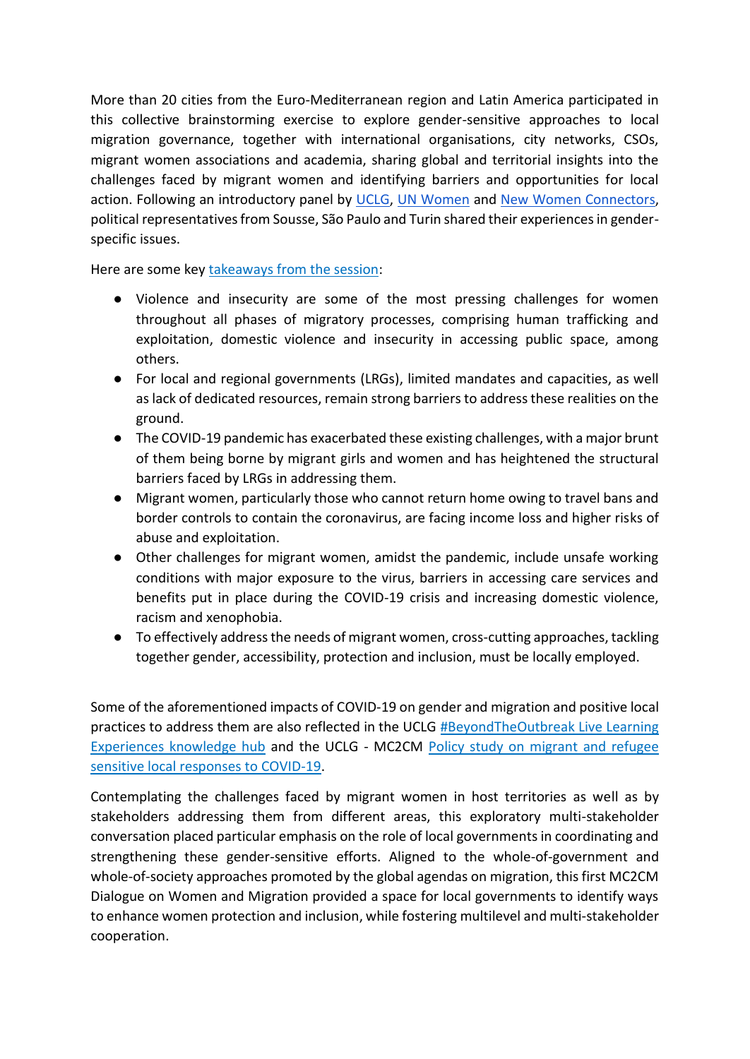More than 20 cities from the Euro-Mediterranean region and Latin America participated in this collective brainstorming exercise to explore gender-sensitive approaches to local migration governance, together with international organisations, city networks, CSOs, migrant women associations and academia, sharing global and territorial insights into the challenges faced by migrant women and identifying barriers and opportunities for local action. Following an introductory panel by UCLG, UN Women and New Women Connectors, political representatives from Sousse, São Paulo and Turin shared their experiences in gender-specific issues.

Here are some key takeaways from the session:

- Violence and insecurity are some of the most pressing challenges for women throughout all phases of migratory processes, comprising human trafficking and exploitation, domestic violence and insecurity in accessing public space, among others.
- For local and regional governments (LRGs), limited mandates and capacities, as well as lack of dedicated resources, remain strong barriers to address these realities on the ground.
- The COVID-19 pandemic has exacerbated these existing challenges, with a major brunt of them being borne by migrant girls and women and has heightened the structural barriers faced by LRGs in addressing them.
- Migrant women, particularly those who cannot return home owing to travel bans and border controls to contain the coronavirus, are facing income loss and higher risks of abuse and exploitation.
- Other challenges for migrant women, amidst the pandemic, include unsafe working conditions with major exposure to the virus, barriers in accessing care services and benefits put in place during the COVID-19 crisis and increasing domestic violence, racism and xenophobia.
- To effectively address the needs of migrant women, cross-cutting approaches, tackling together gender, accessibility, protection and inclusion, must be locally employed.

Some of the aforementioned impacts of COVID-19 on gender and migration and positive local practices to address them are also reflected in the UCLG #BeyondTheOutbreak Live Learning Experiences knowledge hub and the UCLG - MC2CM Policy study on migrant and refugee sensitive local responses to COVID-19.

Contemplating the challenges faced by migrant women in host territories as well as by stakeholders addressing them from different areas, this exploratory multi-stakeholder conversation placed particular emphasis on the role of local governments in coordinating and strengthening these gender-sensitive efforts. Aligned to the whole-of-government and whole-of-society approaches promoted by the global agendas on migration, this first MC2CM Dialogue on Women and Migration provided a space for local governments to identify ways to enhance women protection and inclusion, while fostering multilevel and multi-stakeholder cooperation.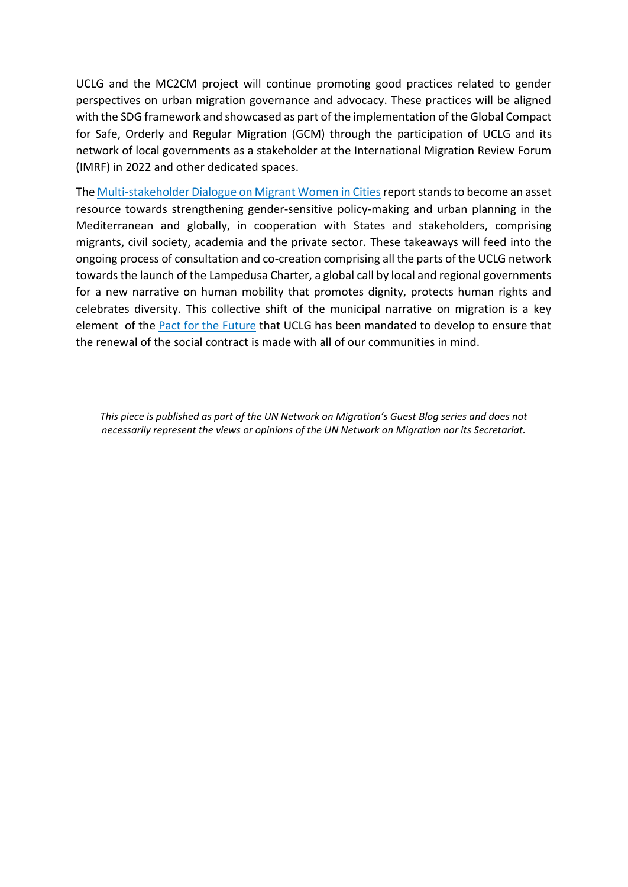UCLG and the MC2CM project will continue promoting good practices related to gender perspectives on urban migration governance and advocacy. These practices will be aligned with the SDG framework and showcased as part of the implementation of the Global Compact for Safe, Orderly and Regular Migration (GCM) through the participation of UCLG and its network of local governments as a stakeholder at the International Migration Review Forum (IMRF) in 2022 and other dedicated spaces.

The Multi-stakeholder Dialogue on Migrant Women in Cities report stands to become an asset resource towards strengthening gender-sensitive policy-making and urban planning in the Mediterranean and globally, in cooperation with States and stakeholders, comprising migrants, civil society, academia and the private sector. These takeaways will feed into the ongoing process of consultation and co-creation comprising all the parts of the UCLG network towards the launch of the Lampedusa Charter, a global call by local and regional governments for a new narrative on human mobility that promotes dignity, protects human rights and celebrates diversity. This collective shift of the municipal narrative on migration is a key element of the Pact for the Future that UCLG has been mandated to develop to ensure that the renewal of the social contract is made with all of our communities in mind.

*This piece is published as part of the UN Network on Migration's Guest Blog series and does not necessarily represent the views or opinions of the UN Network on Migration nor its Secretariat.*